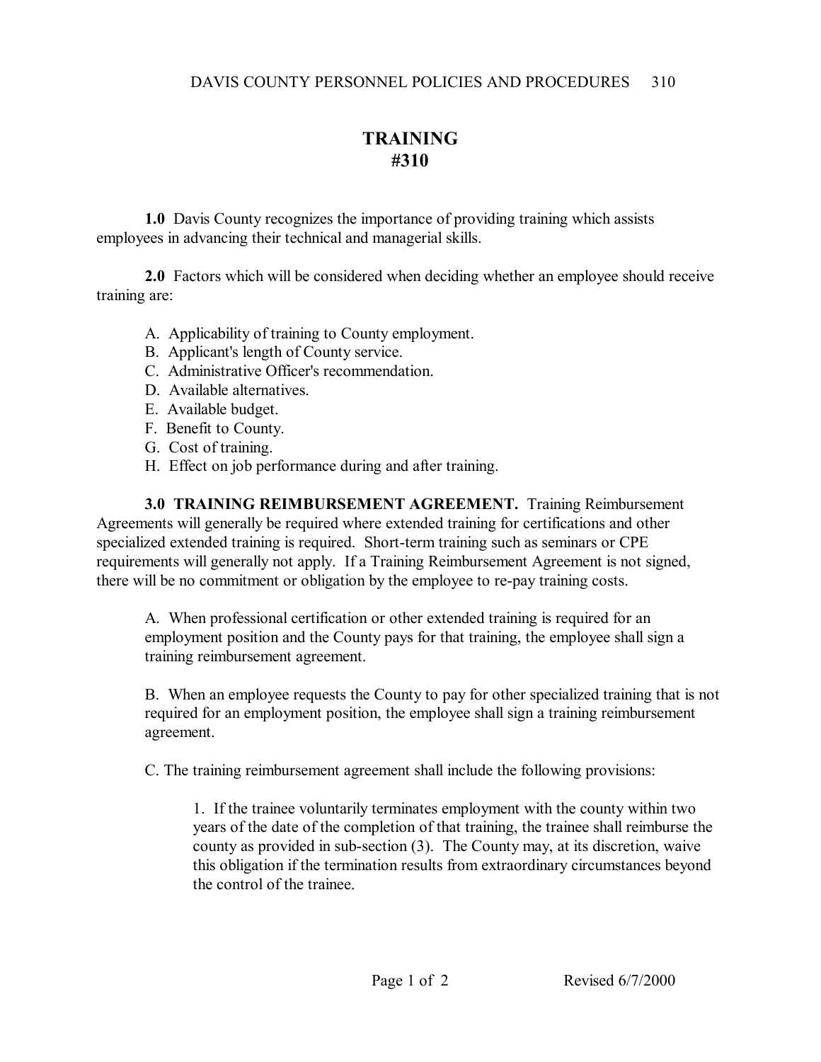# TRAINING
# #310

**1.0** Davis County recognizes the importance of providing training which assists employees in advancing their technical and managerial skills.

**2.0** Factors which will be considered when deciding whether an employee should receive training are:

A. Applicability of training to County employment.
B. Applicant's length of County service.
C. Administrative Officer's recommendation.
D. Available alternatives.
E. Available budget.
F. Benefit to County.
G. Cost of training.
H. Effect on job performance during and after training.

**3.0 TRAINING REIMBURSEMENT AGREEMENT.** Training Reimbursement Agreements will generally be required where extended training for certifications and other specialized extended training is required. Short-term training such as seminars or CPE requirements will generally not apply. If a Training Reimbursement Agreement is not signed, there will be no commitment or obligation by the employee to re-pay training costs.

A. When professional certification or other extended training is required for an employment position and the County pays for that training, the employee shall sign a training reimbursement agreement.

B. When an employee requests the County to pay for other specialized training that is not required for an employment position, the employee shall sign a training reimbursement agreement.

C. The training reimbursement agreement shall include the following provisions:

1. If the trainee voluntarily terminates employment with the county within two years of the date of the completion of that training, the trainee shall reimburse the county as provided in sub-section (3). The County may, at its discretion, waive this obligation if the termination results from extraordinary circumstances beyond the control of the trainee.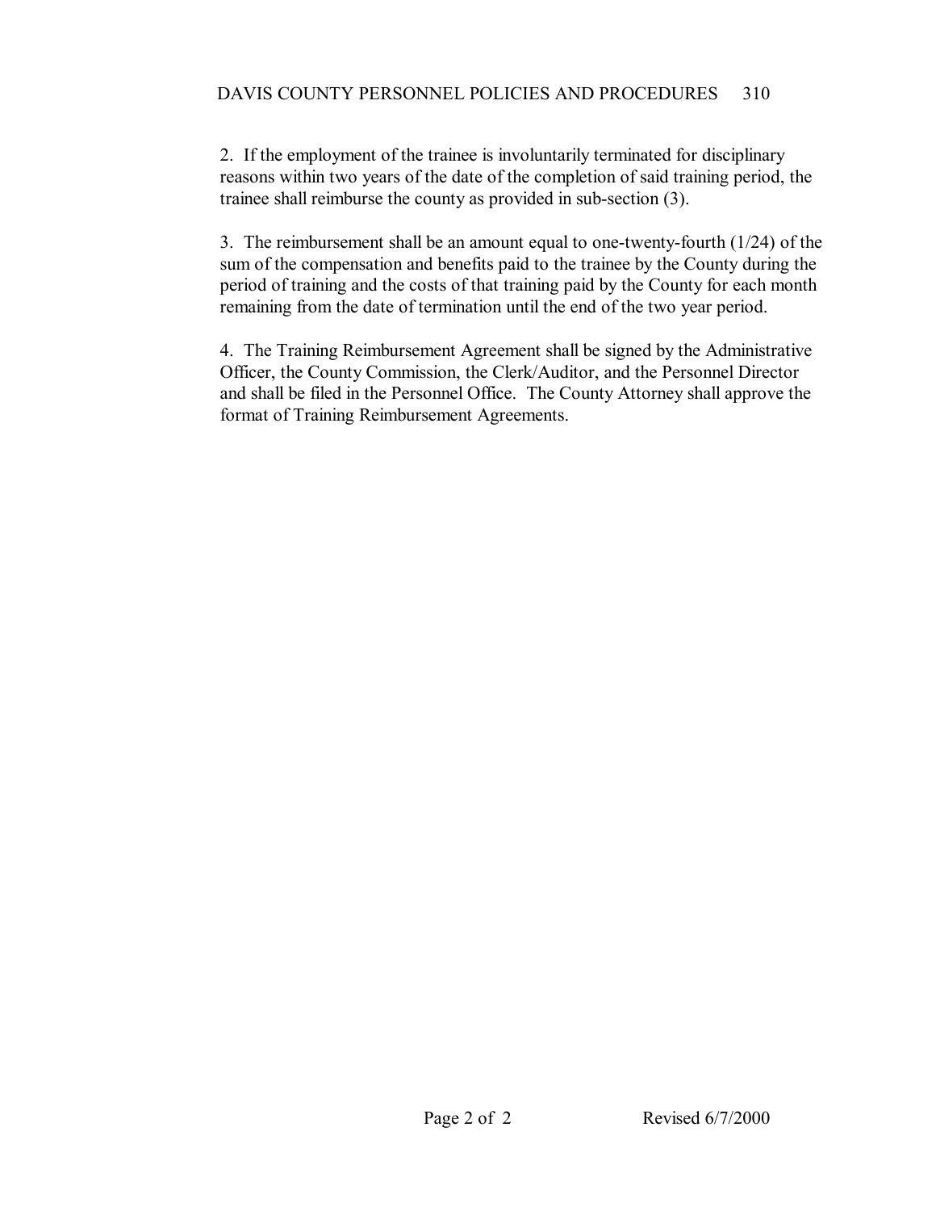2. If the employment of the trainee is involuntarily terminated for disciplinary reasons within two years of the date of the completion of said training period, the trainee shall reimburse the county as provided in sub-section (3).

3. The reimbursement shall be an amount equal to one-twenty-fourth (1/24) of the sum of the compensation and benefits paid to the trainee by the County during the period of training and the costs of that training paid by the County for each month remaining from the date of termination until the end of the two year period.

4. The Training Reimbursement Agreement shall be signed by the Administrative Officer, the County Commission, the Clerk/Auditor, and the Personnel Director and shall be filed in the Personnel Office. The County Attorney shall approve the format of Training Reimbursement Agreements.